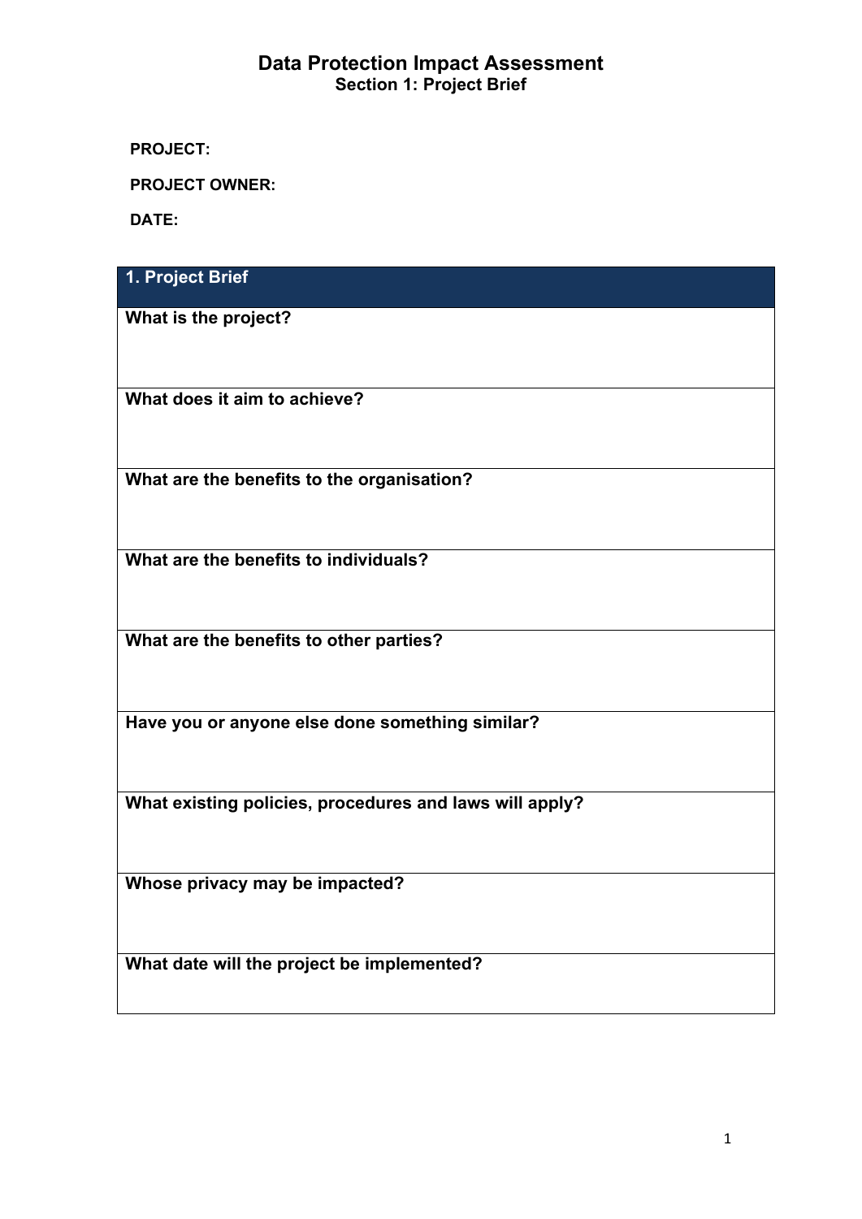# Data Protection Impact Assessment

## Section 1: Project Brief

**PROJECT:**

**PROJECT OWNER:**

**DATE:**

| 1. Project Brief |
|---|
| **What is the project?** |
| **What does it aim to achieve?** |
| **What are the benefits to the organisation?** |
| **What are the benefits to individuals?** |
| **What are the benefits to other parties?** |
| **Have you or anyone else done something similar?** |
| **What existing policies, procedures and laws will apply?** |
| **Whose privacy may be impacted?** |
| **What date will the project be implemented?** |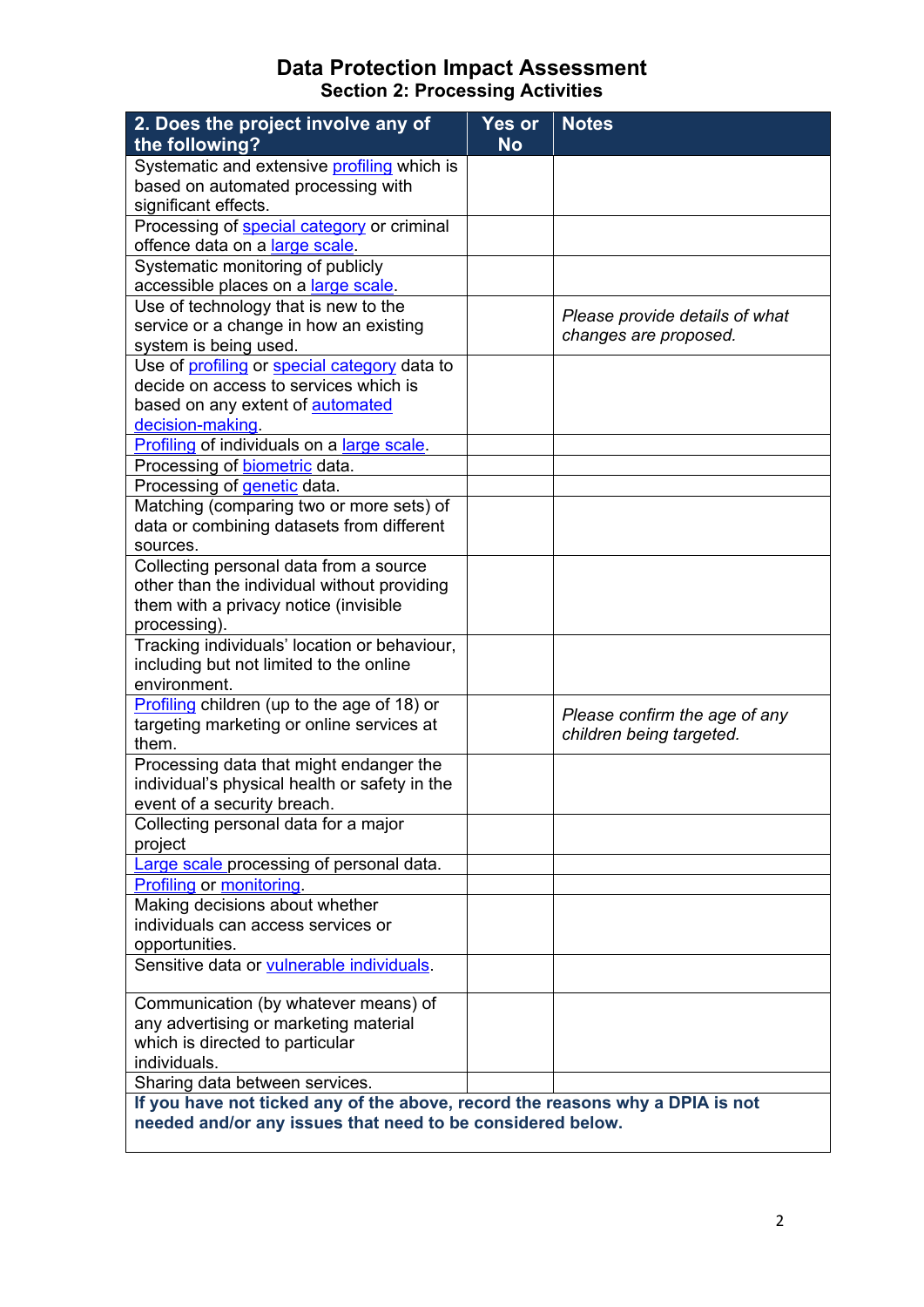# Data Protection Impact Assessment

## Section 2: Processing Activities

| 2. Does the project involve any of the following? | Yes or No | Notes |
|---|---|---|
| Systematic and extensive profiling which is based on automated processing with significant effects. | | |
| Processing of special category or criminal offence data on a large scale. | | |
| Systematic monitoring of publicly accessible places on a large scale. | | |
| Use of technology that is new to the service or a change in how an existing system is being used. | | *Please provide details of what changes are proposed.* |
| Use of profiling or special category data to decide on access to services which is based on any extent of automated decision-making. | | |
| Profiling of individuals on a large scale. | | |
| Processing of biometric data. | | |
| Processing of genetic data. | | |
| Matching (comparing two or more sets) of data or combining datasets from different sources. | | |
| Collecting personal data from a source other than the individual without providing them with a privacy notice (invisible processing). | | |
| Tracking individuals' location or behaviour, including but not limited to the online environment. | | |
| Profiling children (up to the age of 18) or targeting marketing or online services at them. | | *Please confirm the age of any children being targeted.* |
| Processing data that might endanger the individual's physical health or safety in the event of a security breach. | | |
| Collecting personal data for a major project | | |
| Large scale processing of personal data. | | |
| Profiling or monitoring. | | |
| Making decisions about whether individuals can access services or opportunities. | | |
| Sensitive data or vulnerable individuals. | | |
| Communication (by whatever means) of any advertising or marketing material which is directed to particular individuals. | | |
| Sharing data between services. | | |
| **If you have not ticked any of the above, record the reasons why a DPIA is not needed and/or any issues that need to be considered below.** | | |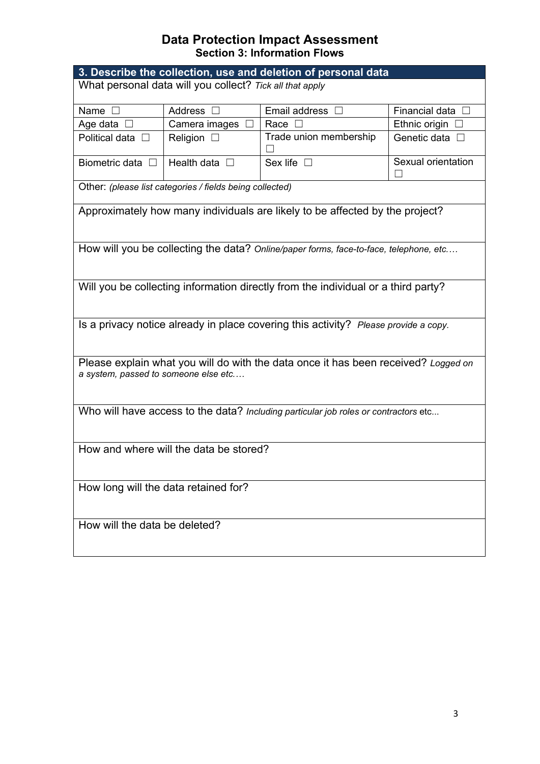# Data Protection Impact Assessment

## Section 3: Information Flows

| 3. Describe the collection, use and deletion of personal data | | | |
|---|---|---|---|
| What personal data will you collect? *Tick all that apply* | | | |
| Name ☐ | Address ☐ | Email address ☐ | Financial data ☐ |
| Age data ☐ | Camera images ☐ | Race ☐ | Ethnic origin ☐ |
| Political data ☐ | Religion ☐ | Trade union membership ☐ | Genetic data ☐ |
| Biometric data ☐ | Health data ☐ | Sex life ☐ | Sexual orientation ☐ |
| Other: *(please list categories / fields being collected)* | | | |
| Approximately how many individuals are likely to be affected by the project? | | | |
| How will you be collecting the data? *Online/paper forms, face-to-face, telephone, etc.…* | | | |
| Will you be collecting information directly from the individual or a third party? | | | |
| Is a privacy notice already in place covering this activity? *Please provide a copy.* | | | |
| Please explain what you will do with the data once it has been received? *Logged on a system, passed to someone else etc.…* | | | |
| Who will have access to the data? *Including particular job roles or contractors* etc... | | | |
| How and where will the data be stored? | | | |
| How long will the data retained for? | | | |
| How will the data be deleted? | | | |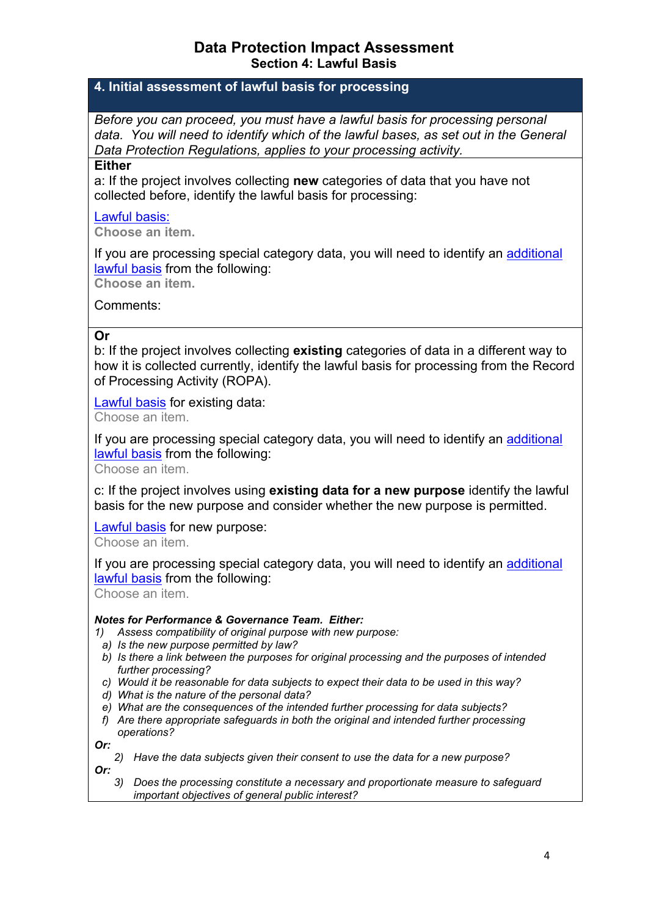# Data Protection Impact Assessment
## Section 4: Lawful Basis

## 4. Initial assessment of lawful basis for processing

*Before you can proceed, you must have a lawful basis for processing personal data. You will need to identify which of the lawful bases, as set out in the General Data Protection Regulations, applies to your processing activity.*

**Either**

a: If the project involves collecting **new** categories of data that you have not collected before, identify the lawful basis for processing:

Lawful basis:
**Choose an item.**

If you are processing special category data, you will need to identify an additional lawful basis from the following:
**Choose an item.**

Comments:

**Or**

b: If the project involves collecting **existing** categories of data in a different way to how it is collected currently, identify the lawful basis for processing from the Record of Processing Activity (ROPA).

Lawful basis for existing data:
Choose an item.

If you are processing special category data, you will need to identify an additional lawful basis from the following:
Choose an item.

c: If the project involves using **existing data for a new purpose** identify the lawful basis for the new purpose and consider whether the new purpose is permitted.

Lawful basis for new purpose:
Choose an item.

If you are processing special category data, you will need to identify an additional lawful basis from the following:
Choose an item.

***Notes for Performance & Governance Team. Either:***

1) *Assess compatibility of original purpose with new purpose:*
   a) *Is the new purpose permitted by law?*
   b) *Is there a link between the purposes for original processing and the purposes of intended further processing?*
   c) *Would it be reasonable for data subjects to expect their data to be used in this way?*
   d) *What is the nature of the personal data?*
   e) *What are the consequences of the intended further processing for data subjects?*
   f) *Are there appropriate safeguards in both the original and intended further processing operations?*

***Or:***

2) *Have the data subjects given their consent to use the data for a new purpose?*

***Or:***

3) *Does the processing constitute a necessary and proportionate measure to safeguard important objectives of general public interest?*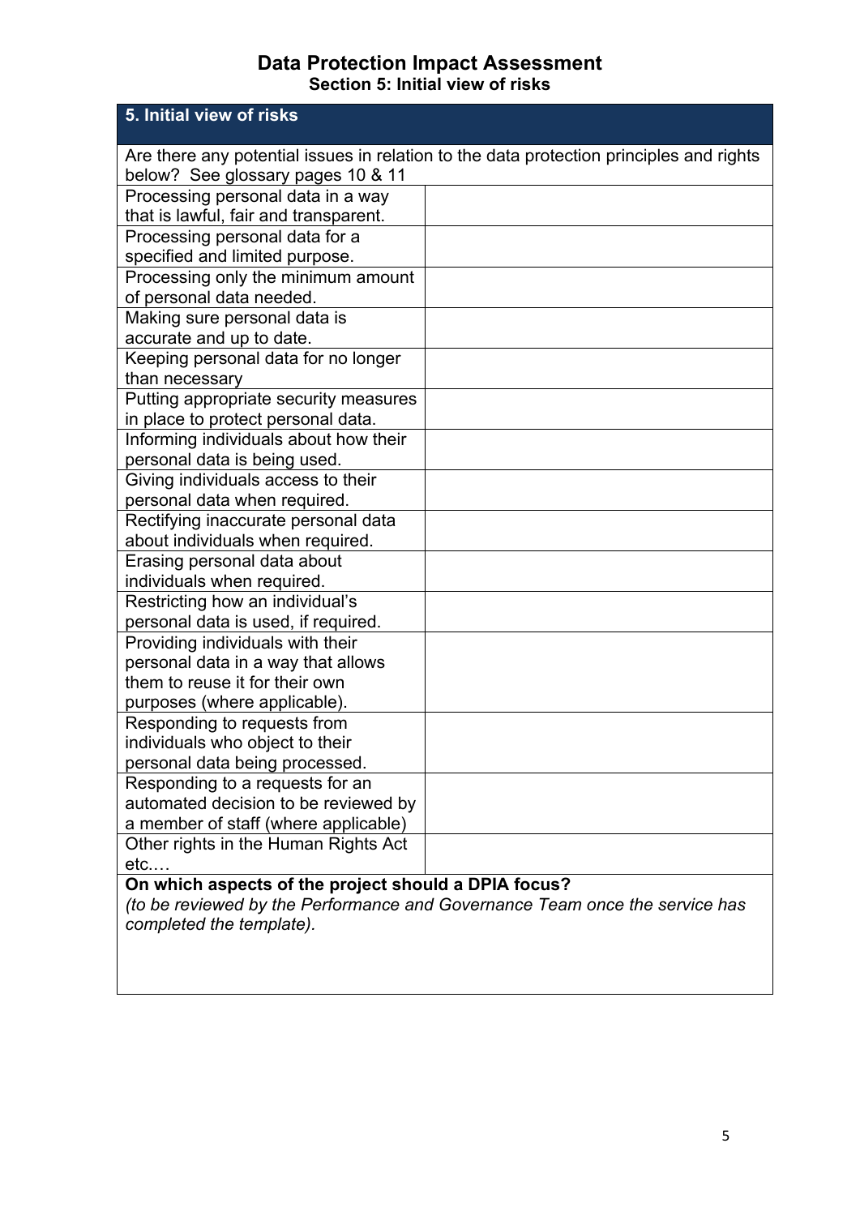# Data Protection Impact Assessment

## Section 5: Initial view of risks

| 5. Initial view of risks | |
|---|---|
| Are there any potential issues in relation to the data protection principles and rights below? See glossary pages 10 & 11 | |
| Processing personal data in a way that is lawful, fair and transparent. | |
| Processing personal data for a specified and limited purpose. | |
| Processing only the minimum amount of personal data needed. | |
| Making sure personal data is accurate and up to date. | |
| Keeping personal data for no longer than necessary | |
| Putting appropriate security measures in place to protect personal data. | |
| Informing individuals about how their personal data is being used. | |
| Giving individuals access to their personal data when required. | |
| Rectifying inaccurate personal data about individuals when required. | |
| Erasing personal data about individuals when required. | |
| Restricting how an individual's personal data is used, if required. | |
| Providing individuals with their personal data in a way that allows them to reuse it for their own purposes (where applicable). | |
| Responding to requests from individuals who object to their personal data being processed. | |
| Responding to a requests for an automated decision to be reviewed by a member of staff (where applicable) | |
| Other rights in the Human Rights Act etc.… | |
| **On which aspects of the project should a DPIA focus?** *(to be reviewed by the Performance and Governance Team once the service has completed the template).* | |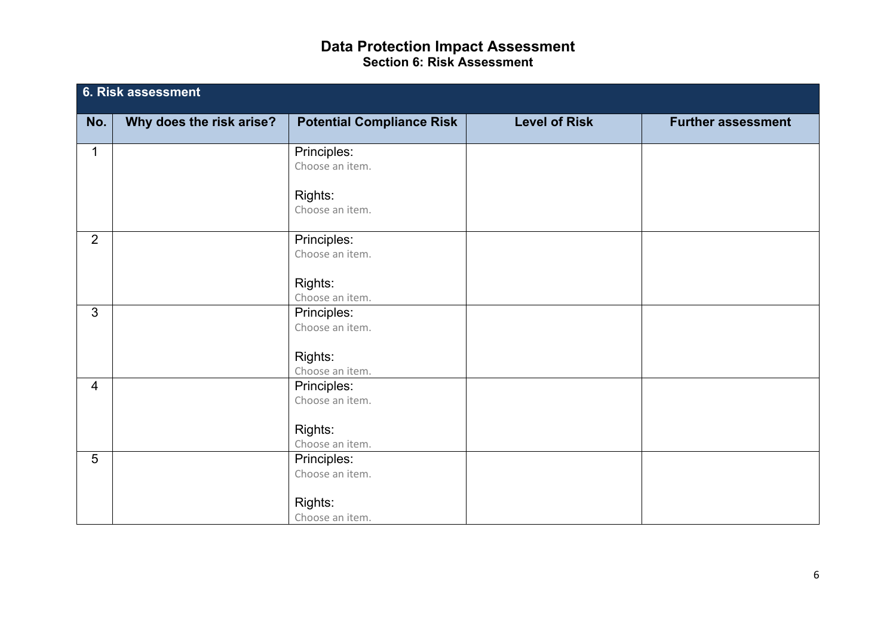# Data Protection Impact Assessment

## Section 6: Risk Assessment

| 6. Risk assessment | | | | |
|---|---|---|---|---|
| **No.** | **Why does the risk arise?** | **Potential Compliance Risk** | **Level of Risk** | **Further assessment** |
| 1 | | Principles:<br>Choose an item.<br><br>Rights:<br>Choose an item. | | |
| 2 | | Principles:<br>Choose an item.<br><br>Rights:<br>Choose an item. | | |
| 3 | | Principles:<br>Choose an item.<br><br>Rights:<br>Choose an item. | | |
| 4 | | Principles:<br>Choose an item.<br><br>Rights:<br>Choose an item. | | |
| 5 | | Principles:<br>Choose an item.<br><br>Rights:<br>Choose an item. | | |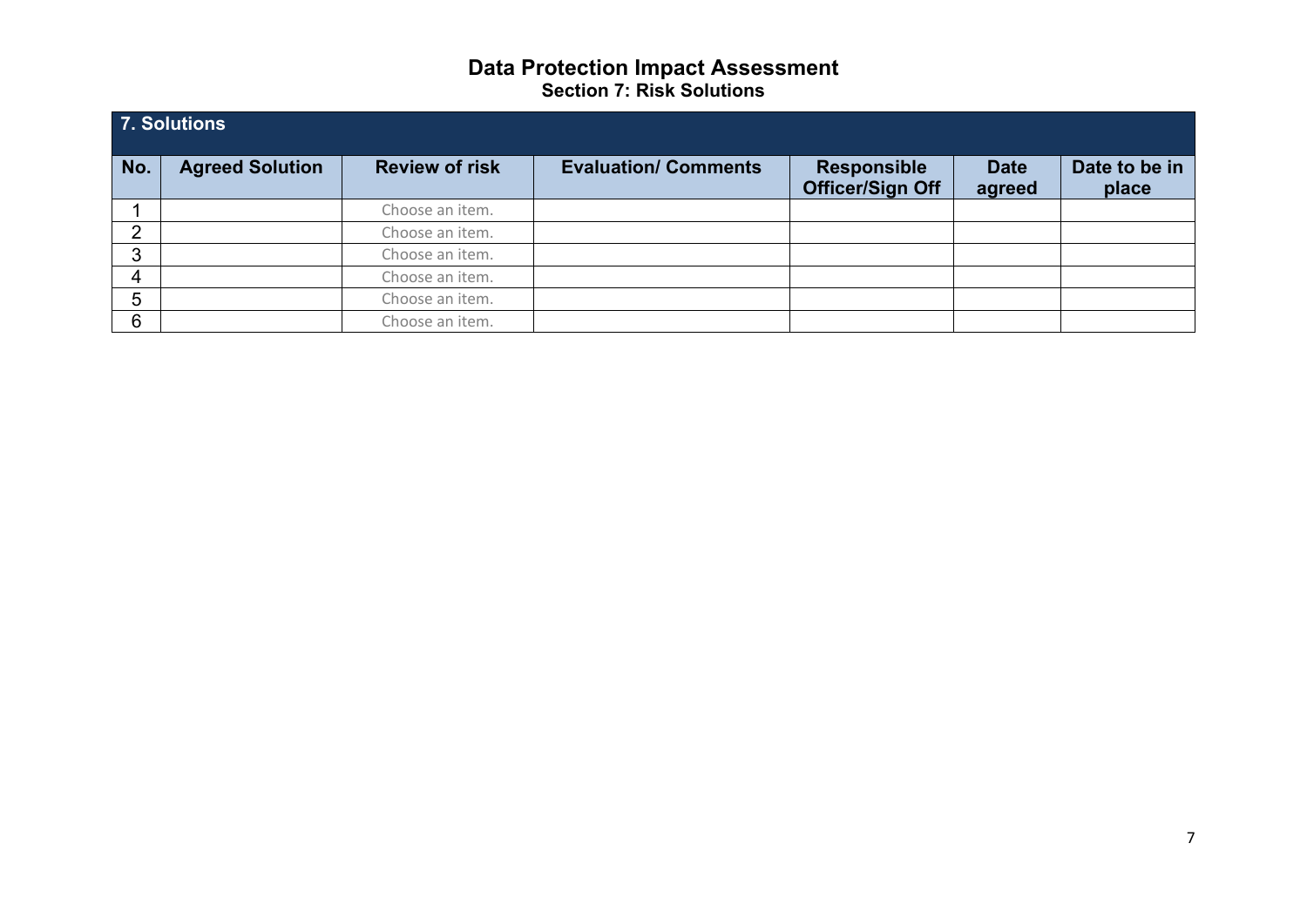# Data Protection Impact Assessment

## Section 7: Risk Solutions

| 7. Solutions | | | | | | |
|---|---|---|---|---|---|---|
| **No.** | **Agreed Solution** | **Review of risk** | **Evaluation/ Comments** | **Responsible Officer/Sign Off** | **Date agreed** | **Date to be in place** |
| 1 | | Choose an item. | | | | |
| 2 | | Choose an item. | | | | |
| 3 | | Choose an item. | | | | |
| 4 | | Choose an item. | | | | |
| 5 | | Choose an item. | | | | |
| 6 | | Choose an item. | | | | |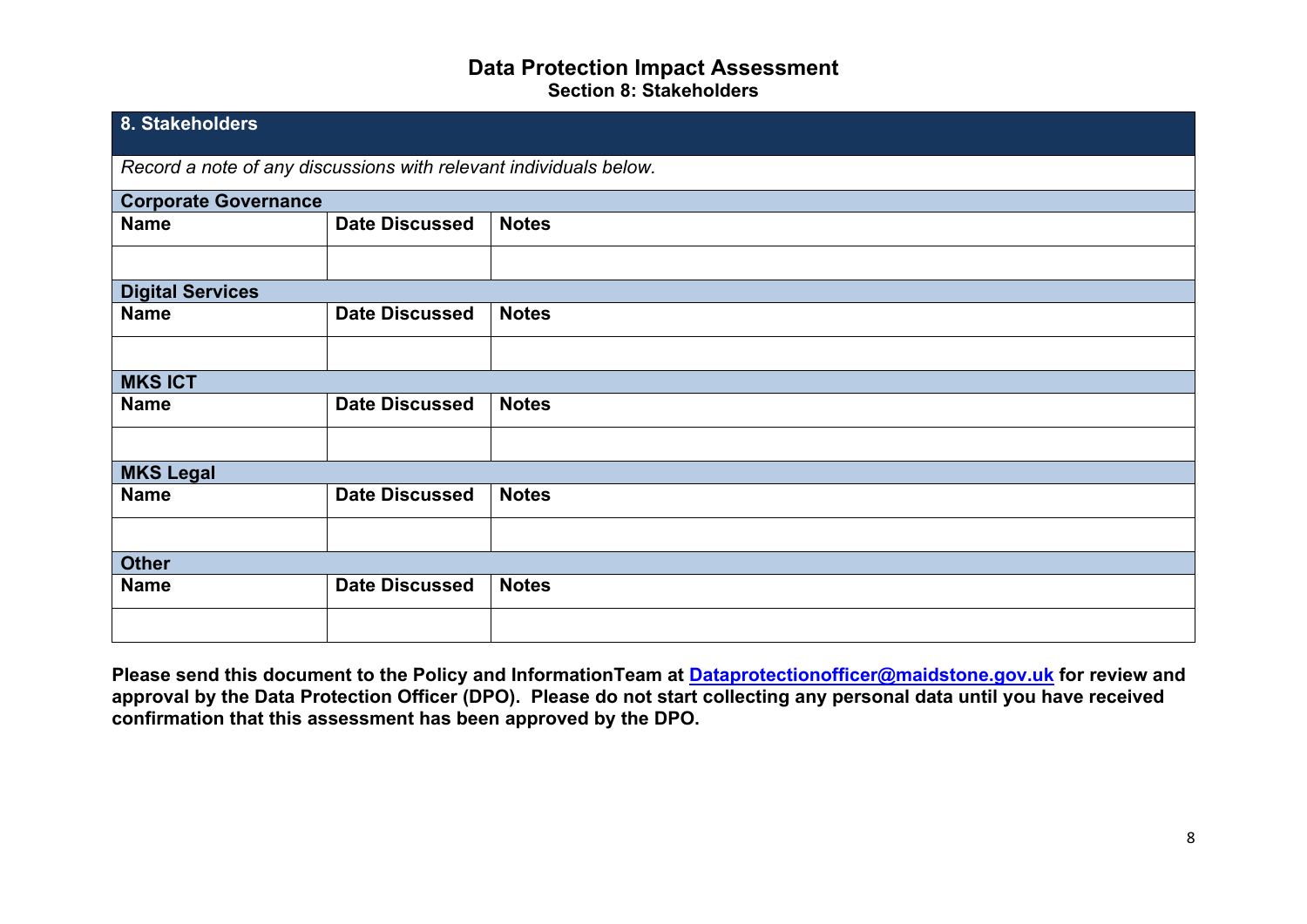# Data Protection Impact Assessment

## Section 8: Stakeholders

| 8. Stakeholders | | |
|---|---|---|
| *Record a note of any discussions with relevant individuals below.* | | |
| **Corporate Governance** | | |
| **Name** | **Date Discussed** | **Notes** |
| | | |
| **Digital Services** | | |
| **Name** | **Date Discussed** | **Notes** |
| | | |
| **MKS ICT** | | |
| **Name** | **Date Discussed** | **Notes** |
| | | |
| **MKS Legal** | | |
| **Name** | **Date Discussed** | **Notes** |
| | | |
| **Other** | | |
| **Name** | **Date Discussed** | **Notes** |
| | | |

**Please send this document to the Policy and InformationTeam at [Dataprotectionofficer@maidstone.gov.uk](mailto:Dataprotectionofficer@maidstone.gov.uk) for review and approval by the Data Protection Officer (DPO). Please do not start collecting any personal data until you have received confirmation that this assessment has been approved by the DPO.**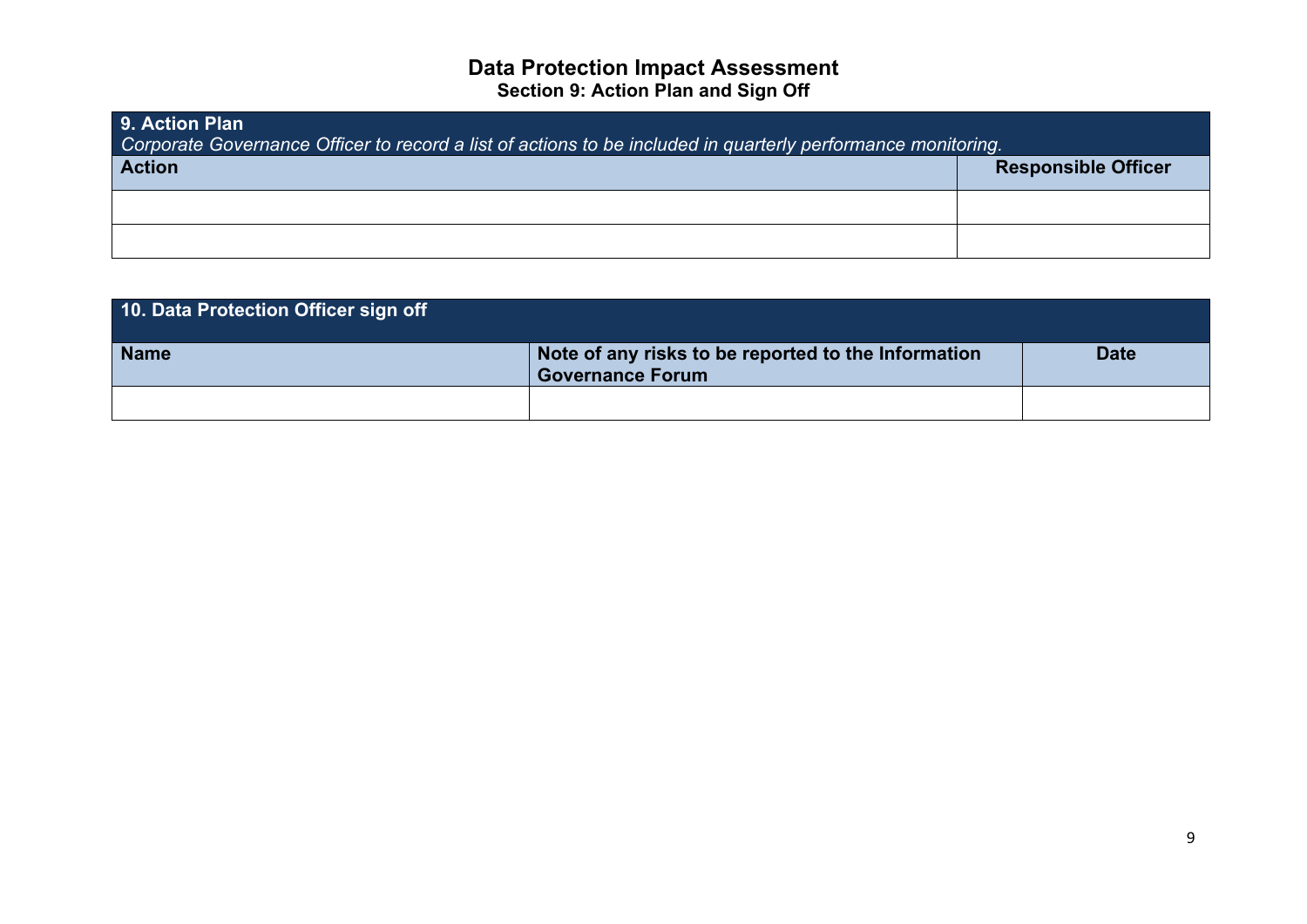# Data Protection Impact Assessment

## Section 9: Action Plan and Sign Off

| **9. Action Plan**<br>*Corporate Governance Officer to record a list of actions to be included in quarterly performance monitoring.* | |
|---|---|
| **Action** | **Responsible Officer** |
| | |
| | |

| **10. Data Protection Officer sign off** | | |
|---|---|---|
| **Name** | **Note of any risks to be reported to the Information Governance Forum** | **Date** |
| | | |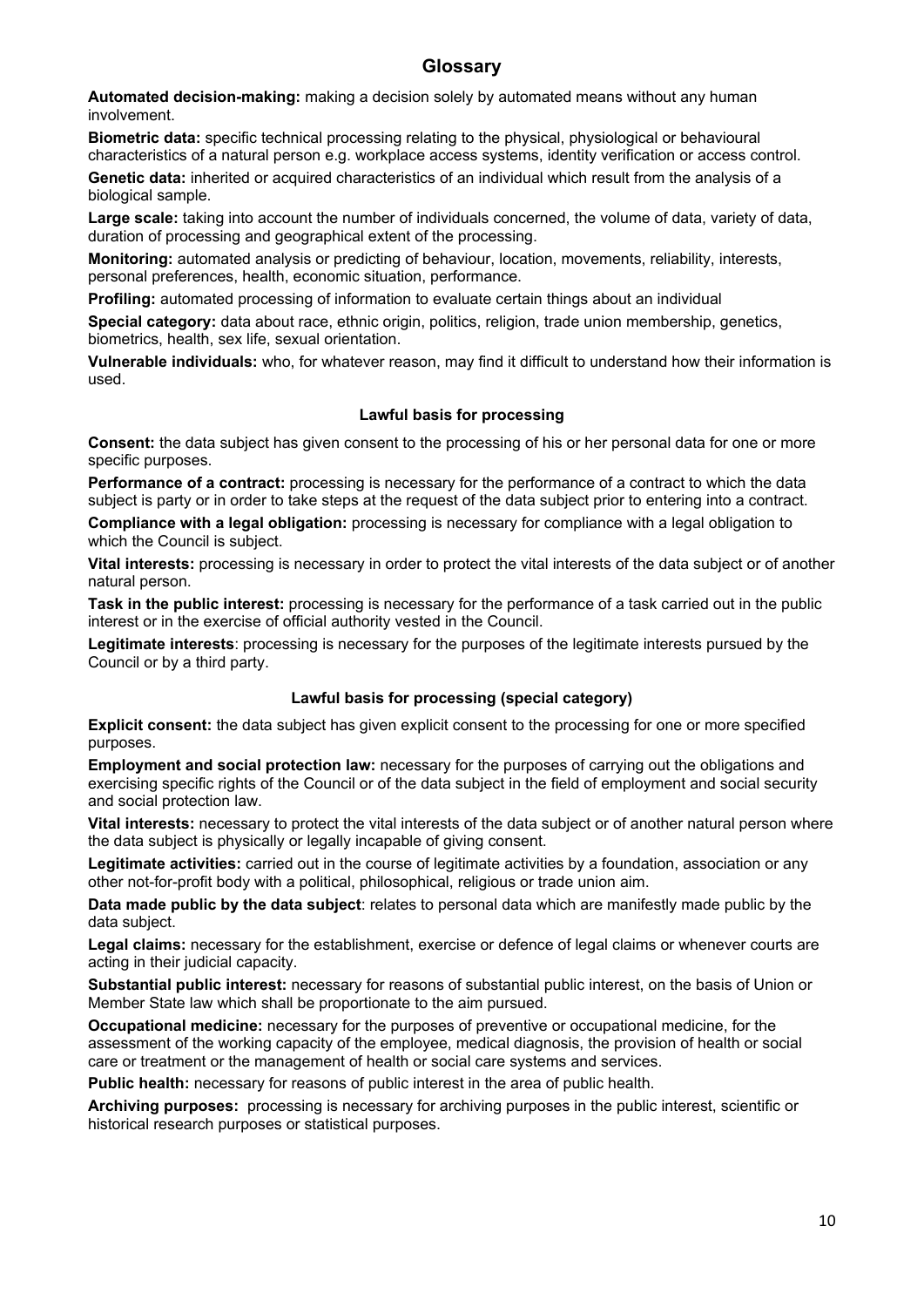## Glossary

**Automated decision-making:** making a decision solely by automated means without any human involvement.

**Biometric data:** specific technical processing relating to the physical, physiological or behavioural characteristics of a natural person e.g. workplace access systems, identity verification or access control.

**Genetic data:** inherited or acquired characteristics of an individual which result from the analysis of a biological sample.

**Large scale:** taking into account the number of individuals concerned, the volume of data, variety of data, duration of processing and geographical extent of the processing.

**Monitoring:** automated analysis or predicting of behaviour, location, movements, reliability, interests, personal preferences, health, economic situation, performance.

**Profiling:** automated processing of information to evaluate certain things about an individual

**Special category:** data about race, ethnic origin, politics, religion, trade union membership, genetics, biometrics, health, sex life, sexual orientation.

**Vulnerable individuals:** who, for whatever reason, may find it difficult to understand how their information is used.

### Lawful basis for processing

**Consent:** the data subject has given consent to the processing of his or her personal data for one or more specific purposes.

**Performance of a contract:** processing is necessary for the performance of a contract to which the data subject is party or in order to take steps at the request of the data subject prior to entering into a contract.

**Compliance with a legal obligation:** processing is necessary for compliance with a legal obligation to which the Council is subject.

**Vital interests:** processing is necessary in order to protect the vital interests of the data subject or of another natural person.

**Task in the public interest:** processing is necessary for the performance of a task carried out in the public interest or in the exercise of official authority vested in the Council.

**Legitimate interests**: processing is necessary for the purposes of the legitimate interests pursued by the Council or by a third party.

### Lawful basis for processing (special category)

**Explicit consent:** the data subject has given explicit consent to the processing for one or more specified purposes.

**Employment and social protection law:** necessary for the purposes of carrying out the obligations and exercising specific rights of the Council or of the data subject in the field of employment and social security and social protection law.

**Vital interests:** necessary to protect the vital interests of the data subject or of another natural person where the data subject is physically or legally incapable of giving consent.

**Legitimate activities:** carried out in the course of legitimate activities by a foundation, association or any other not-for-profit body with a political, philosophical, religious or trade union aim.

**Data made public by the data subject**: relates to personal data which are manifestly made public by the data subject.

**Legal claims:** necessary for the establishment, exercise or defence of legal claims or whenever courts are acting in their judicial capacity.

**Substantial public interest:** necessary for reasons of substantial public interest, on the basis of Union or Member State law which shall be proportionate to the aim pursued.

**Occupational medicine:** necessary for the purposes of preventive or occupational medicine, for the assessment of the working capacity of the employee, medical diagnosis, the provision of health or social care or treatment or the management of health or social care systems and services.

**Public health:** necessary for reasons of public interest in the area of public health.

**Archiving purposes:** processing is necessary for archiving purposes in the public interest, scientific or historical research purposes or statistical purposes.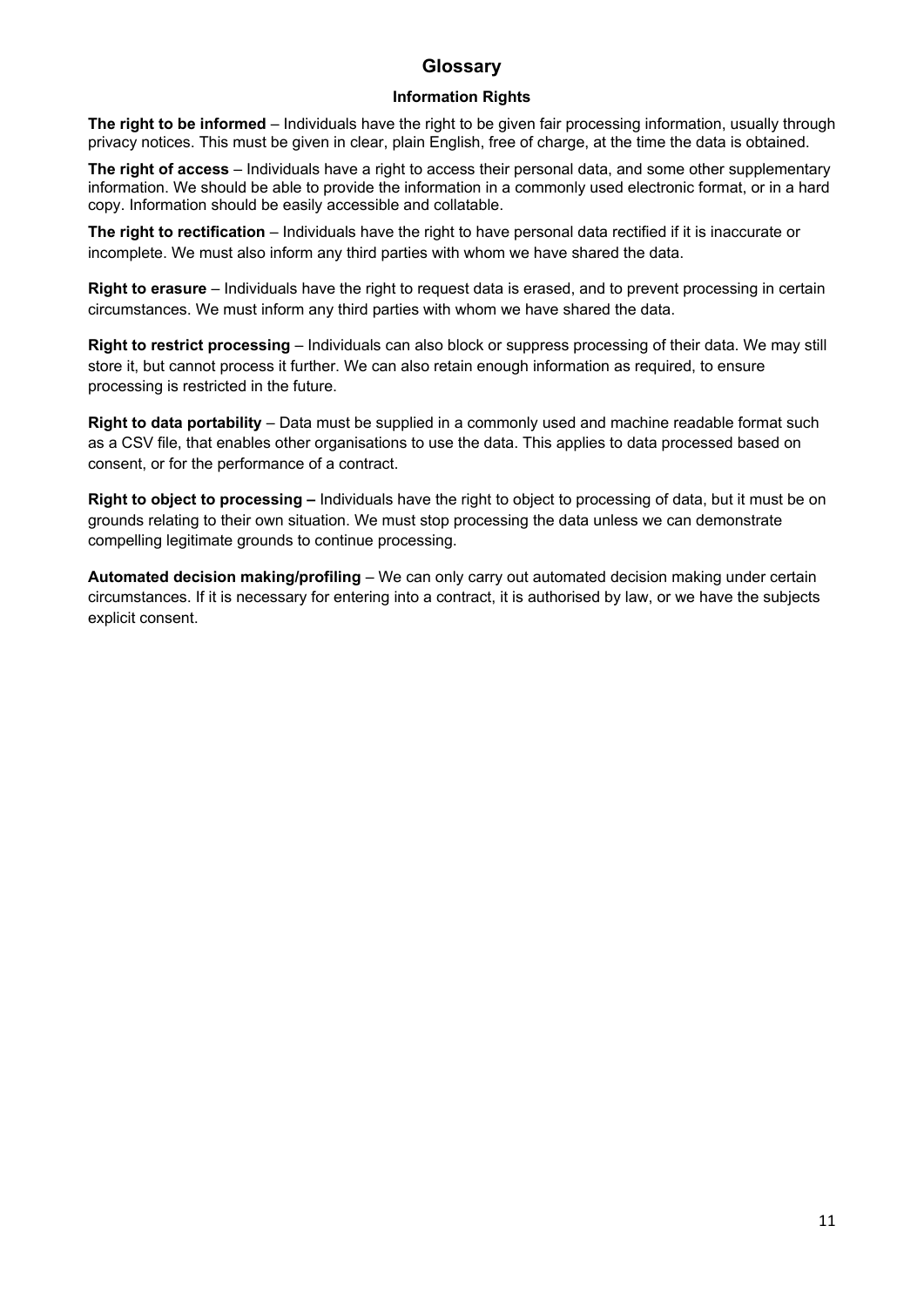# Glossary

### Information Rights

**The right to be informed** – Individuals have the right to be given fair processing information, usually through privacy notices. This must be given in clear, plain English, free of charge, at the time the data is obtained.

**The right of access** – Individuals have a right to access their personal data, and some other supplementary information. We should be able to provide the information in a commonly used electronic format, or in a hard copy. Information should be easily accessible and collatable.

**The right to rectification** – Individuals have the right to have personal data rectified if it is inaccurate or incomplete. We must also inform any third parties with whom we have shared the data.

**Right to erasure** – Individuals have the right to request data is erased, and to prevent processing in certain circumstances. We must inform any third parties with whom we have shared the data.

**Right to restrict processing** – Individuals can also block or suppress processing of their data. We may still store it, but cannot process it further. We can also retain enough information as required, to ensure processing is restricted in the future.

**Right to data portability** – Data must be supplied in a commonly used and machine readable format such as a CSV file, that enables other organisations to use the data. This applies to data processed based on consent, or for the performance of a contract.

**Right to object to processing –** Individuals have the right to object to processing of data, but it must be on grounds relating to their own situation. We must stop processing the data unless we can demonstrate compelling legitimate grounds to continue processing.

**Automated decision making/profiling** – We can only carry out automated decision making under certain circumstances. If it is necessary for entering into a contract, it is authorised by law, or we have the subjects explicit consent.